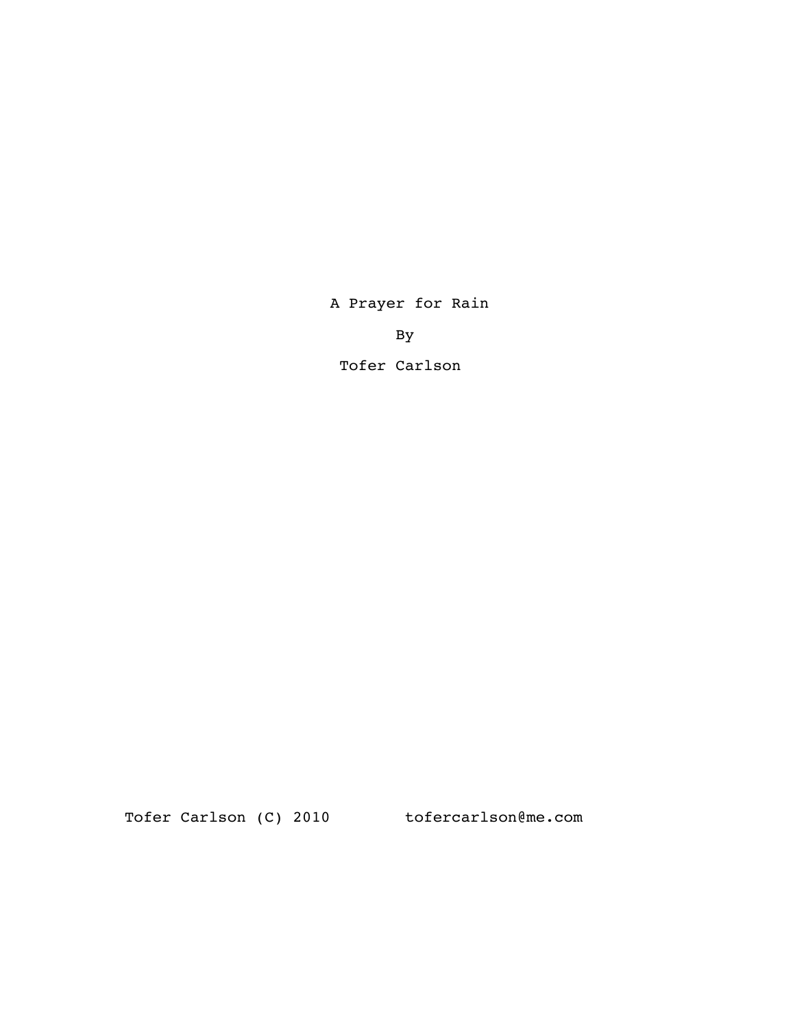# A Prayer for Rain

By

Tofer Carlson

Tofer Carlson (C) 2010 tofercarlson@me.com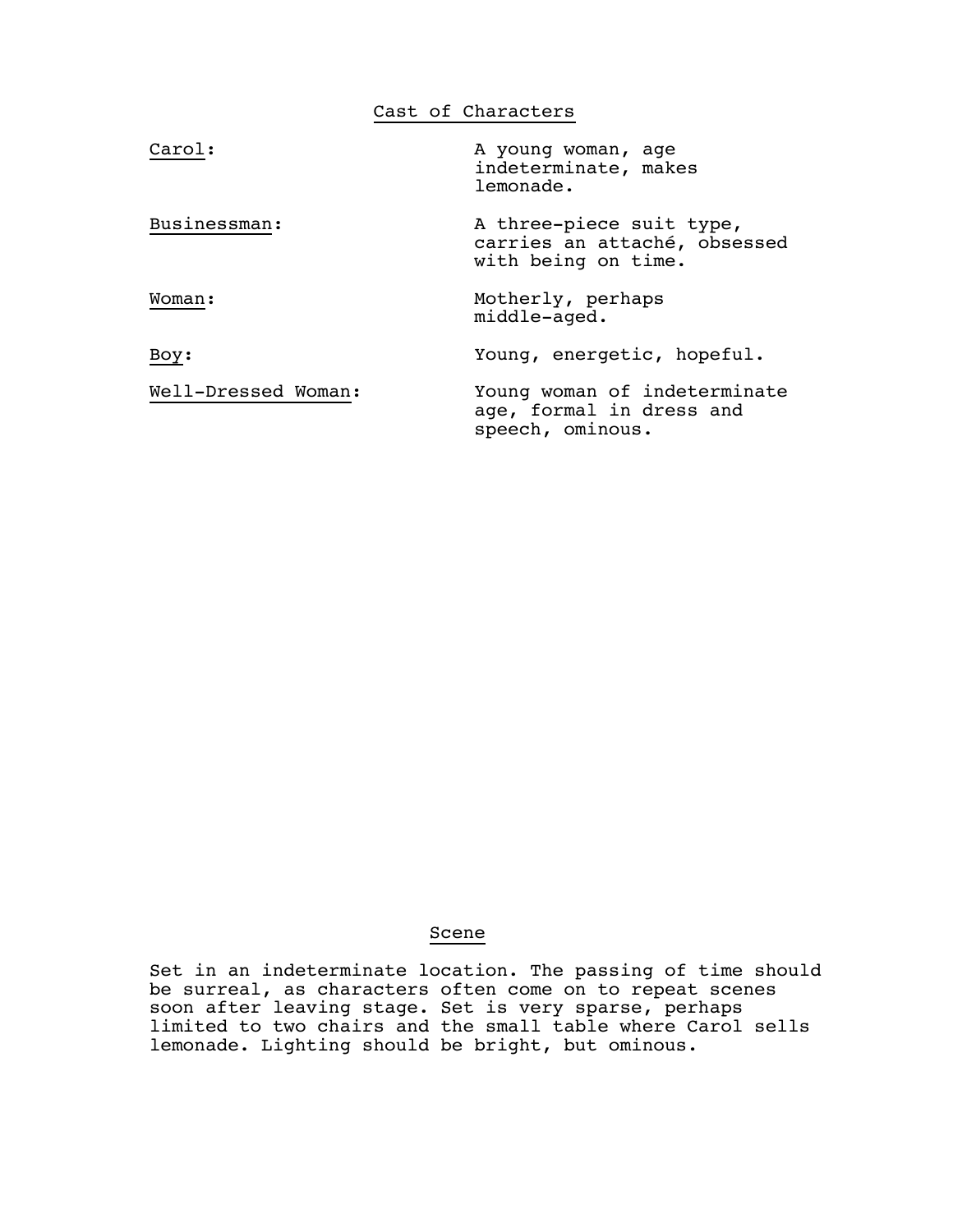## Cast of Characters

| | |
|---|---|
| Carol: | A young woman, age indeterminate, makes lemonade. |
| Businessman: | A three-piece suit type, carries an attaché, obsessed with being on time. |
| Woman: | Motherly, perhaps middle-aged. |
| Boy: | Young, energetic, hopeful. |
| Well-Dressed Woman: | Young woman of indeterminate age, formal in dress and speech, ominous. |

## Scene

Set in an indeterminate location. The passing of time should be surreal, as characters often come on to repeat scenes soon after leaving stage. Set is very sparse, perhaps limited to two chairs and the small table where Carol sells lemonade. Lighting should be bright, but ominous.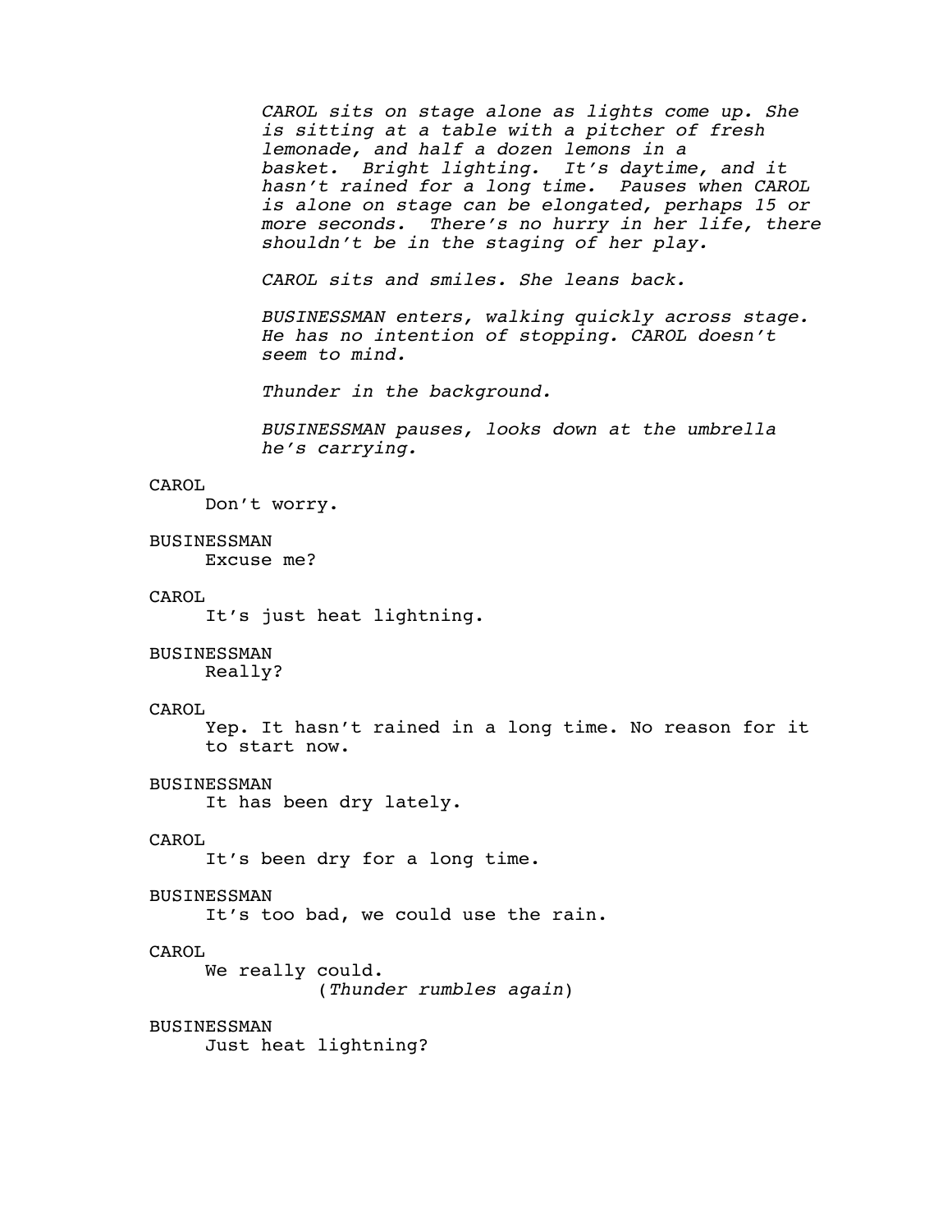*CAROL sits on stage alone as lights come up. She is sitting at a table with a pitcher of fresh lemonade, and half a dozen lemons in a basket. Bright lighting. It's daytime, and it hasn't rained for a long time. Pauses when CAROL is alone on stage can be elongated, perhaps 15 or more seconds. There's no hurry in her life, there shouldn't be in the staging of her play.*

*CAROL sits and smiles. She leans back.*

*BUSINESSMAN enters, walking quickly across stage. He has no intention of stopping. CAROL doesn't seem to mind.*

*Thunder in the background.*

*BUSINESSMAN pauses, looks down at the umbrella he's carrying.*

CAROL
Don't worry.

BUSINESSMAN
Excuse me?

CAROL
It's just heat lightning.

BUSINESSMAN
Really?

CAROL
Yep. It hasn't rained in a long time. No reason for it to start now.

BUSINESSMAN
It has been dry lately.

CAROL
It's been dry for a long time.

BUSINESSMAN
It's too bad, we could use the rain.

CAROL
We really could.
(*Thunder rumbles again*)

BUSINESSMAN
Just heat lightning?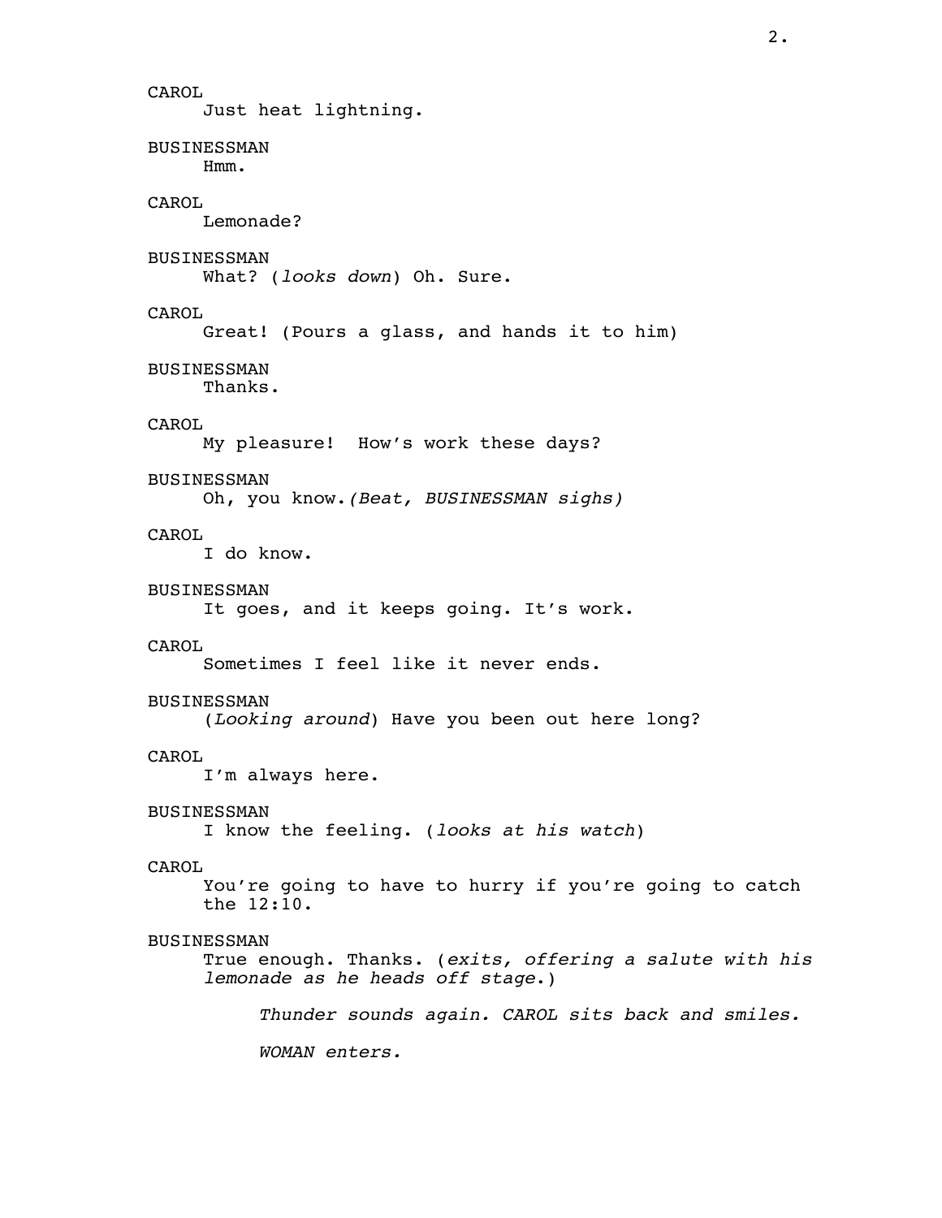CAROL
Just heat lightning.

BUSINESSMAN
Hmm.

CAROL
Lemonade?

BUSINESSMAN
What? (*looks down*) Oh. Sure.

CAROL
Great! (Pours a glass, and hands it to him)

BUSINESSMAN
Thanks.

CAROL
My pleasure! How's work these days?

BUSINESSMAN
Oh, you know.*(Beat, BUSINESSMAN sighs)*

CAROL
I do know.

BUSINESSMAN
It goes, and it keeps going. It's work.

CAROL
Sometimes I feel like it never ends.

BUSINESSMAN
(*Looking around*) Have you been out here long?

CAROL
I'm always here.

BUSINESSMAN
I know the feeling. (*looks at his watch*)

CAROL
You're going to have to hurry if you're going to catch the 12:10.

BUSINESSMAN
True enough. Thanks. (*exits, offering a salute with his lemonade as he heads off stage*.)

*Thunder sounds again. CAROL sits back and smiles.*

*WOMAN enters.*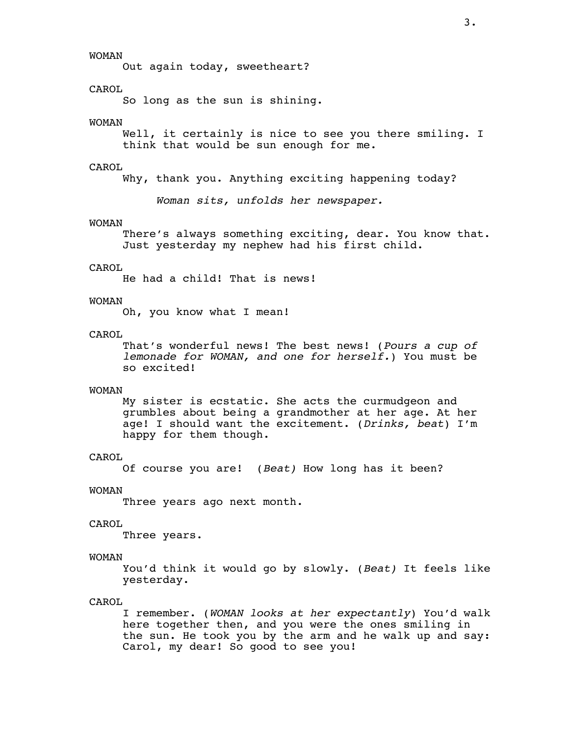WOMAN

Out again today, sweetheart?

CAROL

So long as the sun is shining.

WOMAN

Well, it certainly is nice to see you there smiling. I think that would be sun enough for me.

CAROL

Why, thank you. Anything exciting happening today?

*Woman sits, unfolds her newspaper.*

WOMAN

There's always something exciting, dear. You know that. Just yesterday my nephew had his first child.

CAROL

He had a child! That is news!

WOMAN

Oh, you know what I mean!

CAROL

That's wonderful news! The best news! (*Pours a cup of lemonade for WOMAN, and one for herself.*) You must be so excited!

WOMAN

My sister is ecstatic. She acts the curmudgeon and grumbles about being a grandmother at her age. At her age! I should want the excitement. (*Drinks, beat*) I'm happy for them though.

CAROL

Of course you are! (*Beat)* How long has it been?

WOMAN

Three years ago next month.

CAROL

Three years.

WOMAN

You'd think it would go by slowly. (*Beat)* It feels like yesterday.

CAROL

I remember. (*WOMAN looks at her expectantly*) You'd walk here together then, and you were the ones smiling in the sun. He took you by the arm and he walk up and say: Carol, my dear! So good to see you!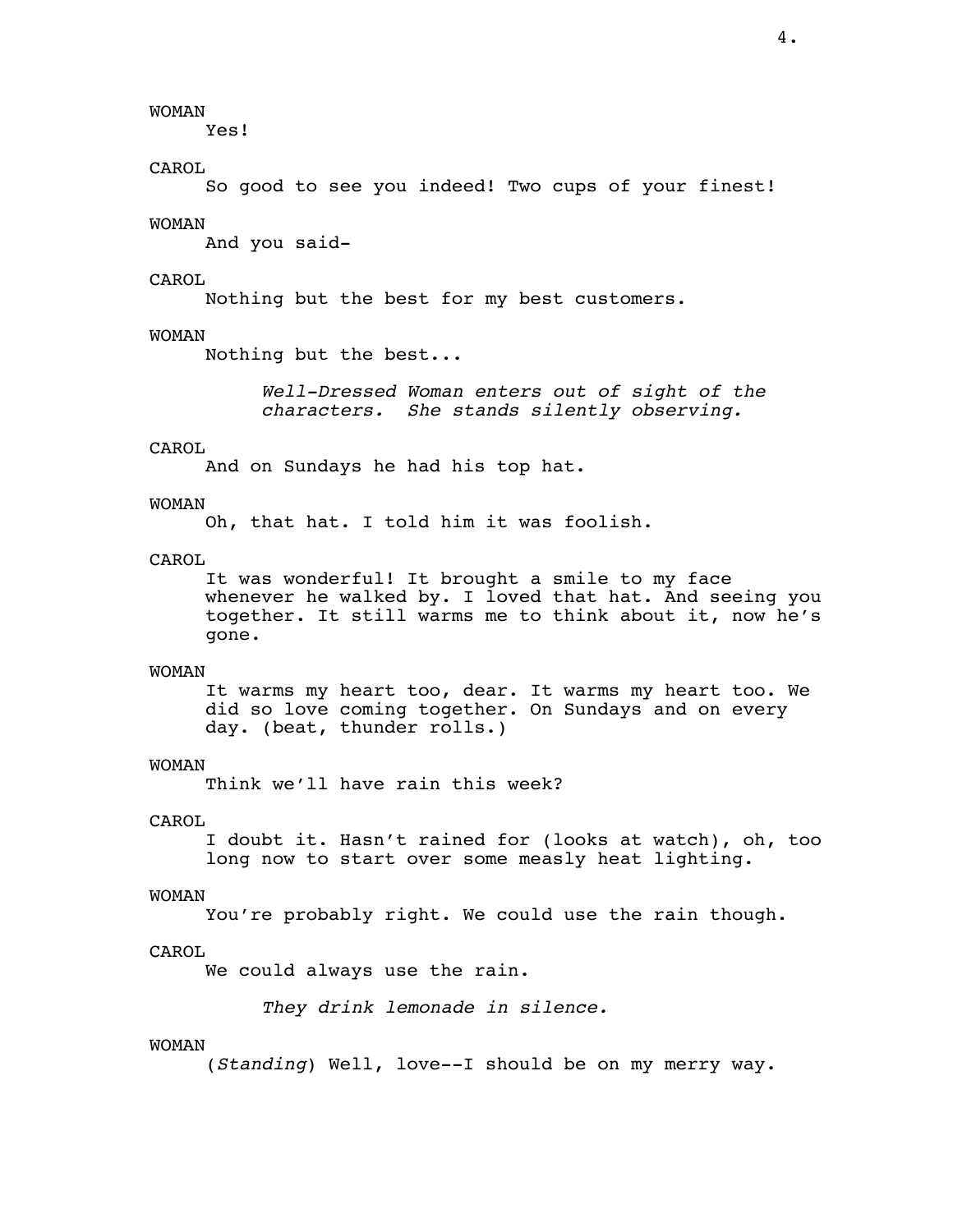WOMAN

Yes!

CAROL

So good to see you indeed! Two cups of your finest!

WOMAN

And you said-

CAROL

Nothing but the best for my best customers.

WOMAN

Nothing but the best...

*Well-Dressed Woman enters out of sight of the characters. She stands silently observing.*

CAROL

And on Sundays he had his top hat.

WOMAN

Oh, that hat. I told him it was foolish.

CAROL

It was wonderful! It brought a smile to my face whenever he walked by. I loved that hat. And seeing you together. It still warms me to think about it, now he's gone.

WOMAN

It warms my heart too, dear. It warms my heart too. We did so love coming together. On Sundays and on every day. (beat, thunder rolls.)

WOMAN

Think we'll have rain this week?

CAROL

I doubt it. Hasn't rained for (looks at watch), oh, too long now to start over some measly heat lighting.

WOMAN

You're probably right. We could use the rain though.

CAROL

We could always use the rain.

*They drink lemonade in silence.*

WOMAN

(*Standing*) Well, love--I should be on my merry way.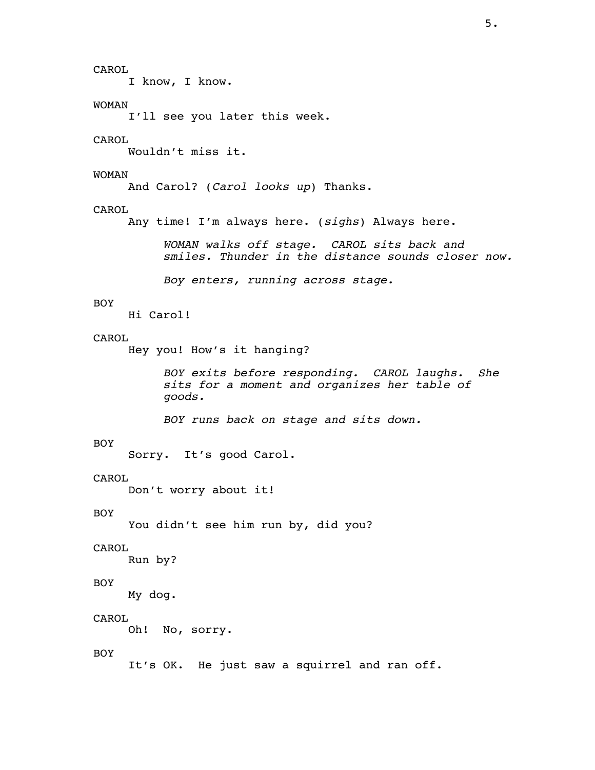CAROL

I know, I know.

WOMAN

I'll see you later this week.

CAROL

Wouldn't miss it.

WOMAN

And Carol? (*Carol looks up*) Thanks.

CAROL

Any time! I'm always here. (*sighs*) Always here.

*WOMAN walks off stage. CAROL sits back and smiles. Thunder in the distance sounds closer now.*

*Boy enters, running across stage.*

BOY

Hi Carol!

CAROL

Hey you! How's it hanging?

*BOY exits before responding. CAROL laughs. She sits for a moment and organizes her table of goods.*

*BOY runs back on stage and sits down.*

BOY

Sorry. It's good Carol.

CAROL

Don't worry about it!

BOY

You didn't see him run by, did you?

CAROL

Run by?

BOY

My dog.

CAROL

Oh! No, sorry.

BOY

It's OK. He just saw a squirrel and ran off.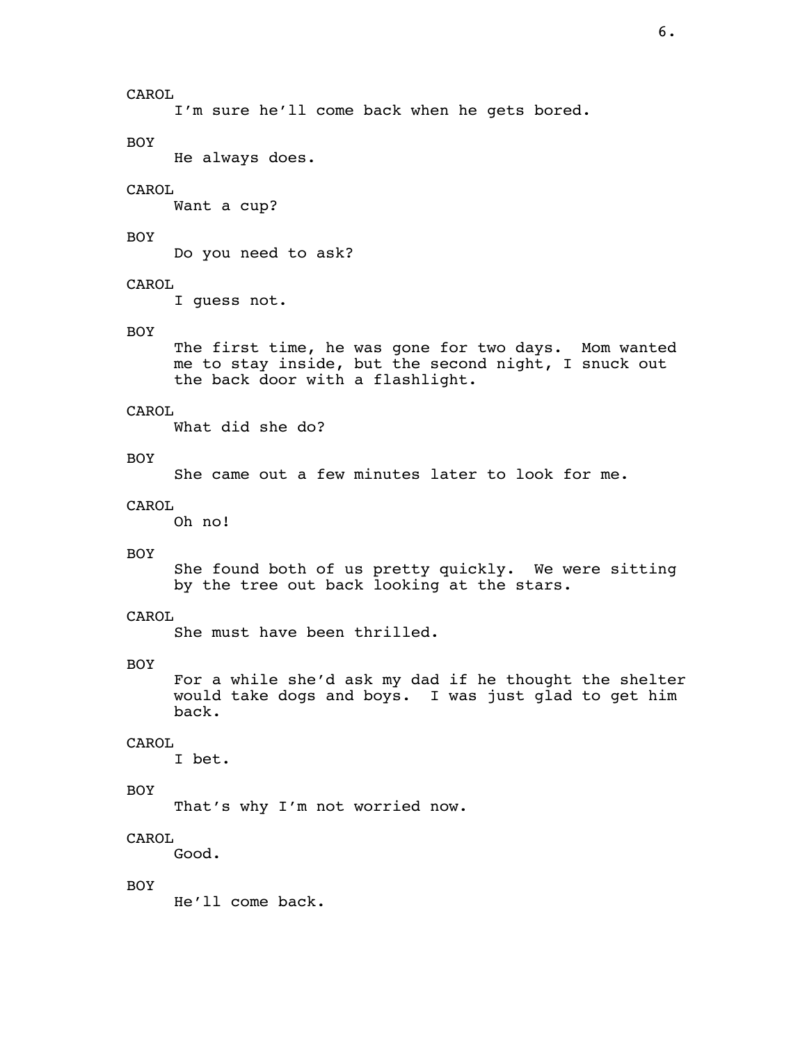CAROL

I'm sure he'll come back when he gets bored.

BOY

He always does.

CAROL

Want a cup?

BOY

Do you need to ask?

CAROL

I guess not.

BOY

The first time, he was gone for two days. Mom wanted me to stay inside, but the second night, I snuck out the back door with a flashlight.

CAROL

What did she do?

BOY

She came out a few minutes later to look for me.

CAROL

Oh no!

BOY

She found both of us pretty quickly. We were sitting by the tree out back looking at the stars.

CAROL

She must have been thrilled.

BOY

For a while she'd ask my dad if he thought the shelter would take dogs and boys. I was just glad to get him back.

CAROL

I bet.

BOY

That's why I'm not worried now.

CAROL

Good.

BOY

He'll come back.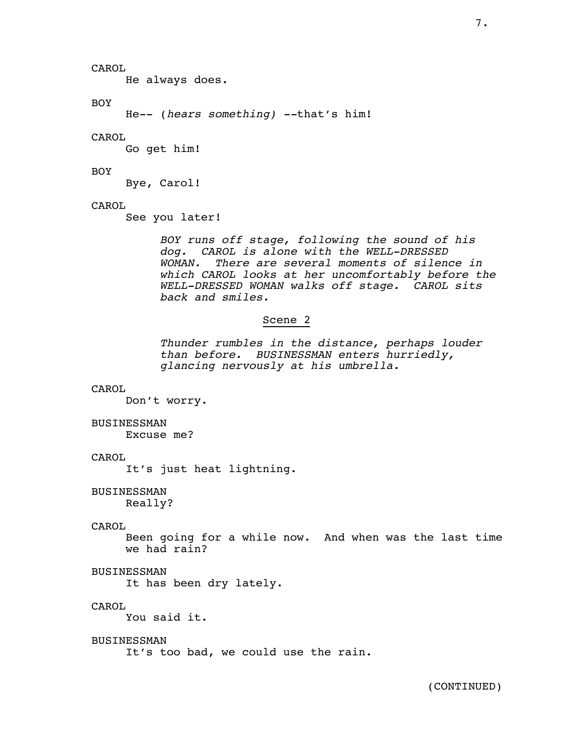CAROL
He always does.

BOY
He-- (*hears something*) --that's him!

CAROL
Go get him!

BOY
Bye, Carol!

CAROL
See you later!

*BOY runs off stage, following the sound of his dog. CAROL is alone with the WELL-DRESSED WOMAN. There are several moments of silence in which CAROL looks at her uncomfortably before the WELL-DRESSED WOMAN walks off stage. CAROL sits back and smiles.*

## Scene 2

*Thunder rumbles in the distance, perhaps louder than before. BUSINESSMAN enters hurriedly, glancing nervously at his umbrella.*

CAROL
Don't worry.

BUSINESSMAN
Excuse me?

CAROL
It's just heat lightning.

BUSINESSMAN
Really?

CAROL
Been going for a while now. And when was the last time we had rain?

BUSINESSMAN
It has been dry lately.

CAROL
You said it.

BUSINESSMAN
It's too bad, we could use the rain.

(CONTINUED)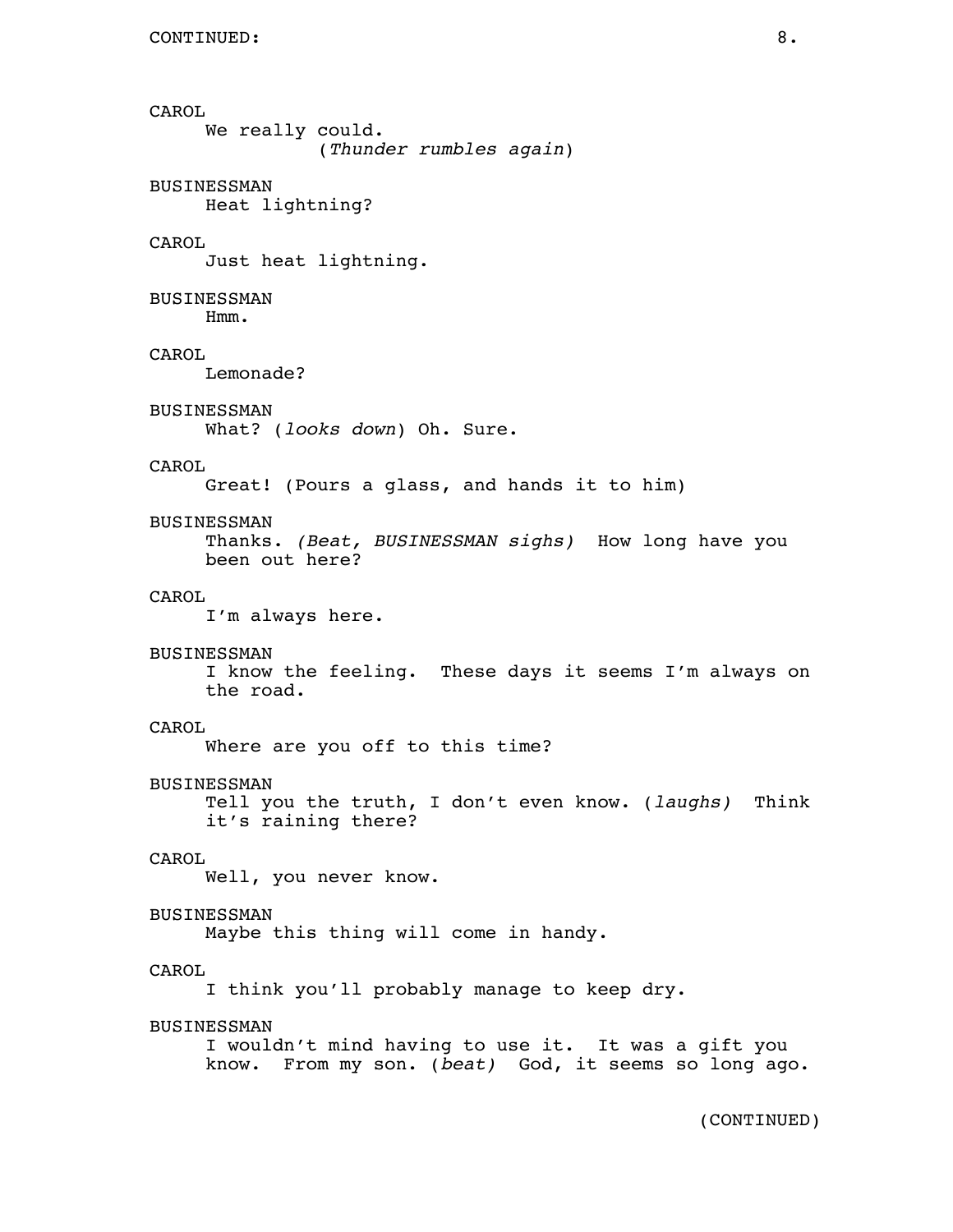CAROL
We really could.
(*Thunder rumbles again*)

BUSINESSMAN
Heat lightning?

CAROL
Just heat lightning.

BUSINESSMAN
Hmm.

CAROL
Lemonade?

BUSINESSMAN
What? (*looks down*) Oh. Sure.

CAROL
Great! (Pours a glass, and hands it to him)

BUSINESSMAN
Thanks. *(Beat, BUSINESSMAN sighs)* How long have you been out here?

CAROL
I'm always here.

BUSINESSMAN
I know the feeling. These days it seems I'm always on the road.

CAROL
Where are you off to this time?

BUSINESSMAN
Tell you the truth, I don't even know. (*laughs)* Think it's raining there?

CAROL
Well, you never know.

BUSINESSMAN
Maybe this thing will come in handy.

CAROL
I think you'll probably manage to keep dry.

BUSINESSMAN
I wouldn't mind having to use it. It was a gift you know. From my son. (*beat)* God, it seems so long ago.

(CONTINUED)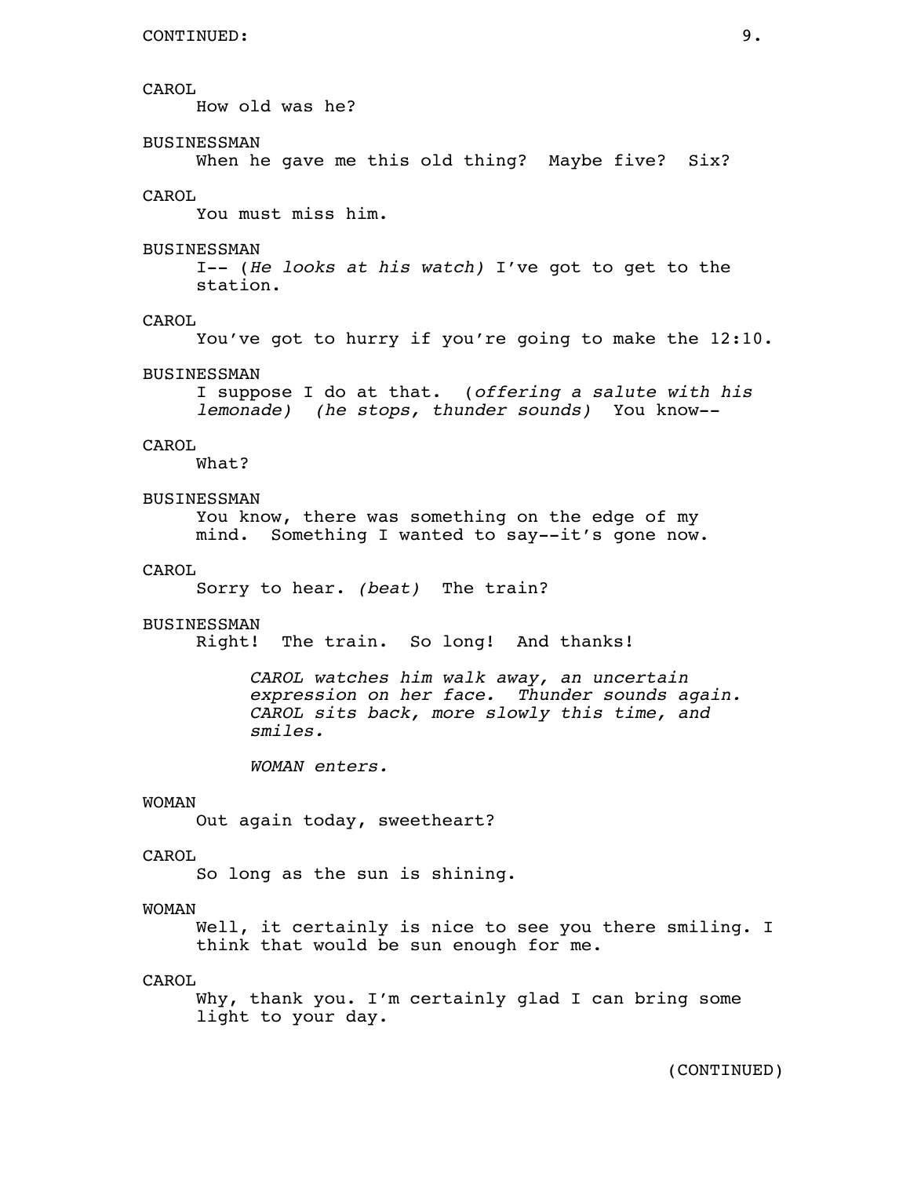CONTINUED:

CAROL
How old was he?

BUSINESSMAN
When he gave me this old thing? Maybe five? Six?

CAROL
You must miss him.

BUSINESSMAN
I-- (*He looks at his watch*) I've got to get to the station.

CAROL
You've got to hurry if you're going to make the 12:10.

BUSINESSMAN
I suppose I do at that. (*offering a salute with his lemonade) (he stops, thunder sounds)* You know--

CAROL
What?

BUSINESSMAN
You know, there was something on the edge of my mind. Something I wanted to say--it's gone now.

CAROL
Sorry to hear. *(beat)* The train?

BUSINESSMAN
Right! The train. So long! And thanks!

*CAROL watches him walk away, an uncertain expression on her face. Thunder sounds again. CAROL sits back, more slowly this time, and smiles.*

*WOMAN enters.*

WOMAN
Out again today, sweetheart?

CAROL
So long as the sun is shining.

WOMAN
Well, it certainly is nice to see you there smiling. I think that would be sun enough for me.

CAROL
Why, thank you. I'm certainly glad I can bring some light to your day.

(CONTINUED)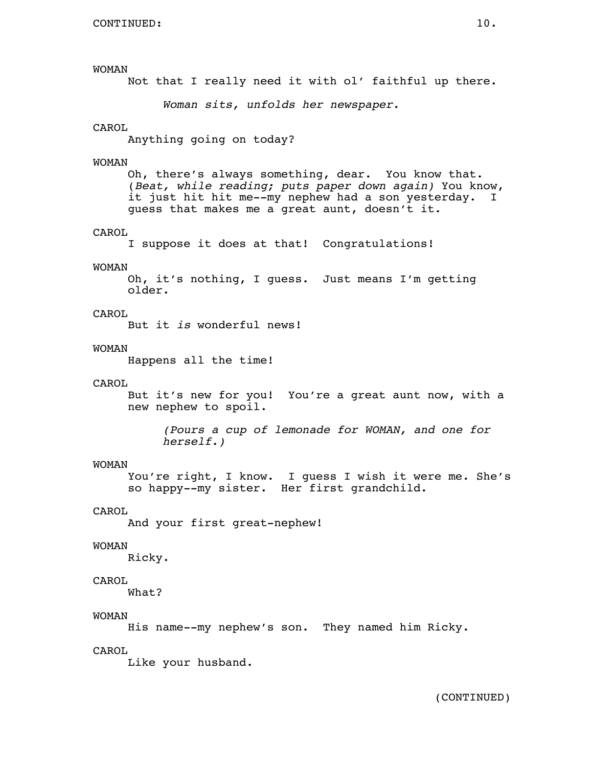WOMAN

Not that I really need it with ol' faithful up there.

*Woman sits, unfolds her newspaper.*

CAROL

Anything going on today?

WOMAN

Oh, there's always something, dear. You know that. (*Beat, while reading; puts paper down again)* You know, it just hit hit me--my nephew had a son yesterday. I guess that makes me a great aunt, doesn't it.

CAROL

I suppose it does at that! Congratulations!

WOMAN

Oh, it's nothing, I guess. Just means I'm getting older.

CAROL

But it *is* wonderful news!

WOMAN

Happens all the time!

CAROL

But it's new for you! You're a great aunt now, with a new nephew to spoil.

*(Pours a cup of lemonade for WOMAN, and one for herself.)*

WOMAN

You're right, I know. I guess I wish it were me. She's so happy--my sister. Her first grandchild.

CAROL

And your first great-nephew!

WOMAN

Ricky.

CAROL

What?

WOMAN

His name--my nephew's son. They named him Ricky.

CAROL

Like your husband.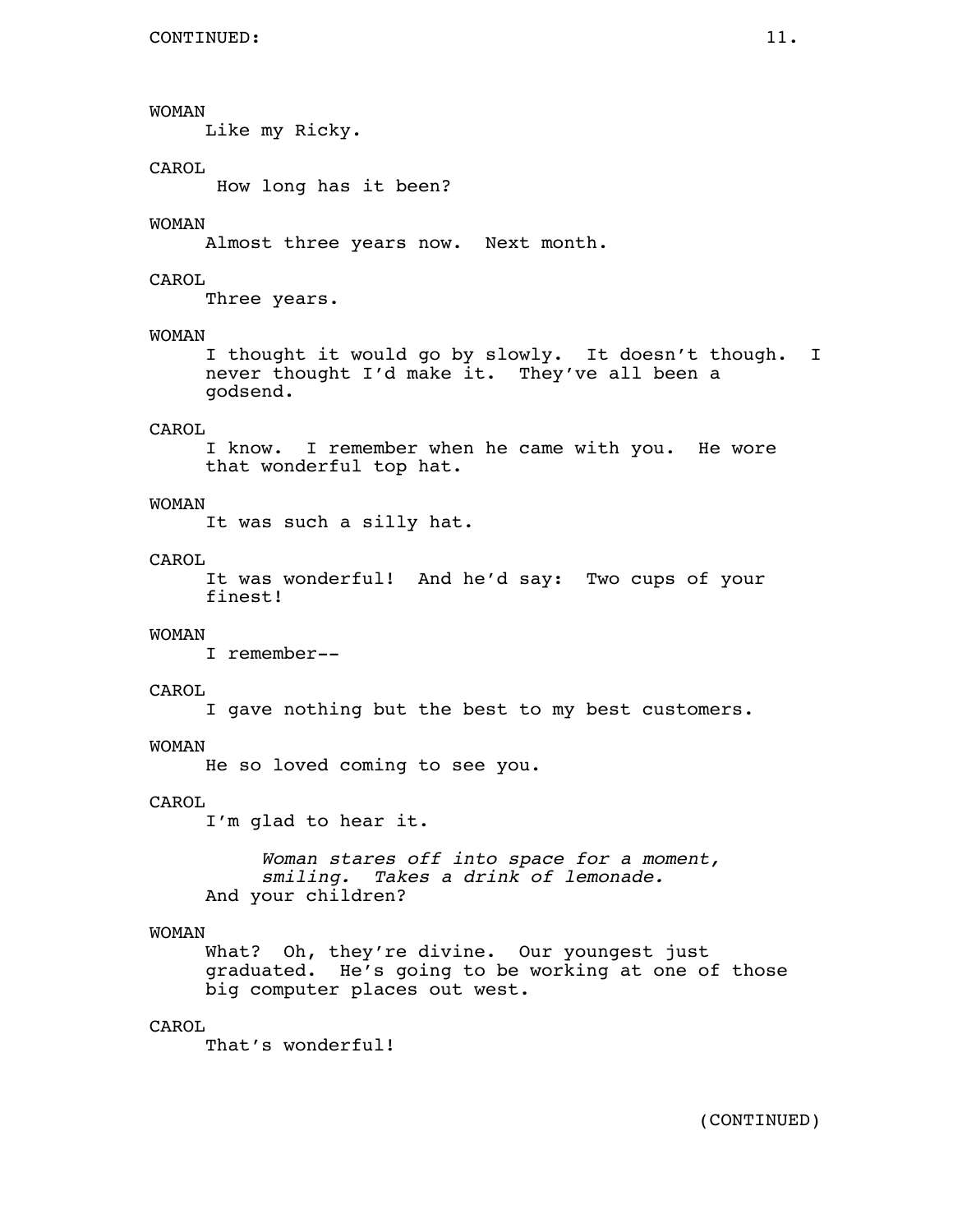WOMAN

Like my Ricky.

CAROL

How long has it been?

WOMAN

Almost three years now. Next month.

CAROL

Three years.

WOMAN

I thought it would go by slowly. It doesn't though. I never thought I'd make it. They've all been a godsend.

CAROL

I know. I remember when he came with you. He wore that wonderful top hat.

WOMAN

It was such a silly hat.

CAROL

It was wonderful! And he'd say: Two cups of your finest!

WOMAN

I remember--

CAROL

I gave nothing but the best to my best customers.

WOMAN

He so loved coming to see you.

CAROL

I'm glad to hear it.

*Woman stares off into space for a moment, smiling. Takes a drink of lemonade.*

And your children?

WOMAN

What? Oh, they're divine. Our youngest just graduated. He's going to be working at one of those big computer places out west.

CAROL

That's wonderful!

(CONTINUED)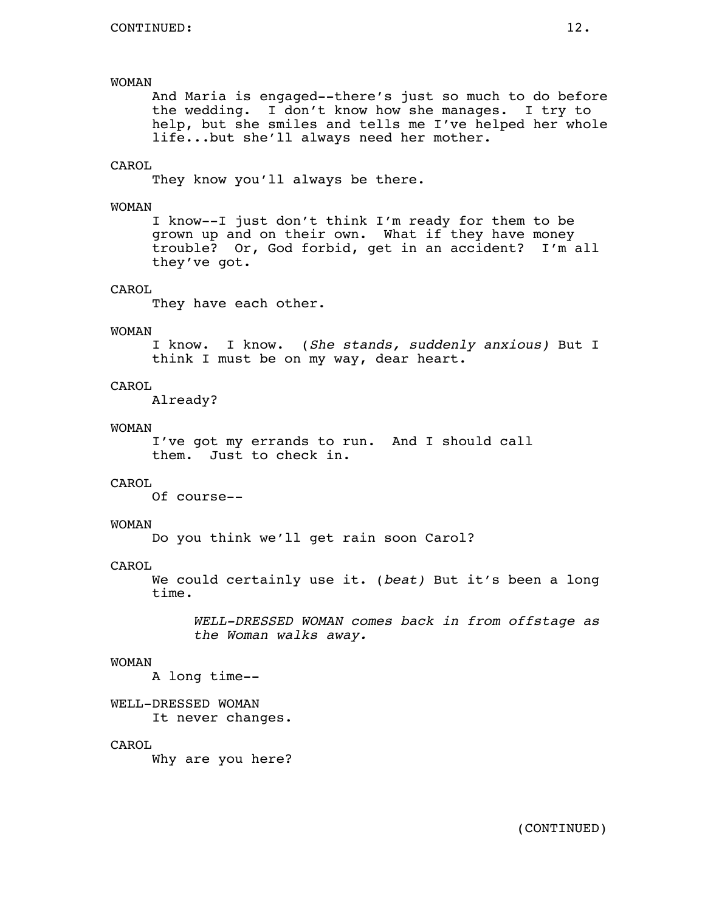WOMAN

And Maria is engaged--there's just so much to do before the wedding. I don't know how she manages. I try to help, but she smiles and tells me I've helped her whole life...but she'll always need her mother.

CAROL

They know you'll always be there.

WOMAN

I know--I just don't think I'm ready for them to be grown up and on their own. What if they have money trouble? Or, God forbid, get in an accident? I'm all they've got.

CAROL

They have each other.

WOMAN

I know. I know. (*She stands, suddenly anxious*) But I think I must be on my way, dear heart.

CAROL

Already?

WOMAN

I've got my errands to run. And I should call them. Just to check in.

CAROL

Of course--

WOMAN

Do you think we'll get rain soon Carol?

CAROL

We could certainly use it. (*beat*) But it's been a long time.

*WELL-DRESSED WOMAN comes back in from offstage as the Woman walks away.*

WOMAN

A long time--

WELL-DRESSED WOMAN

It never changes.

CAROL

Why are you here?

(CONTINUED)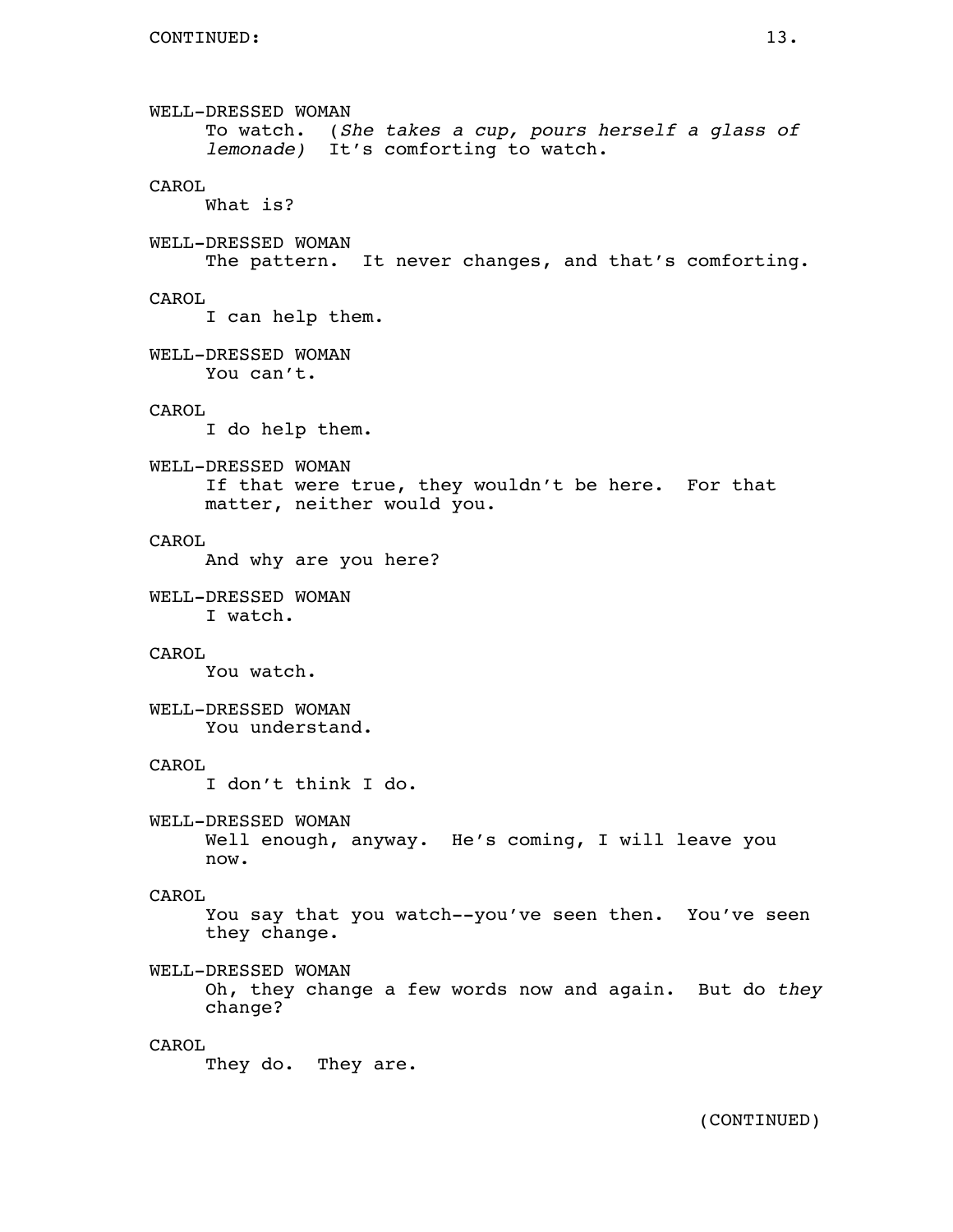WELL-DRESSED WOMAN

To watch. (*She takes a cup, pours herself a glass of lemonade*) It's comforting to watch.

CAROL

What is?

WELL-DRESSED WOMAN

The pattern. It never changes, and that's comforting.

CAROL

I can help them.

WELL-DRESSED WOMAN

You can't.

CAROL

I do help them.

WELL-DRESSED WOMAN

If that were true, they wouldn't be here. For that matter, neither would you.

CAROL

And why are you here?

WELL-DRESSED WOMAN

I watch.

CAROL

You watch.

WELL-DRESSED WOMAN

You understand.

CAROL

I don't think I do.

WELL-DRESSED WOMAN

Well enough, anyway. He's coming, I will leave you now.

CAROL

You say that you watch--you've seen then. You've seen they change.

WELL-DRESSED WOMAN

Oh, they change a few words now and again. But do *they* change?

CAROL

They do. They are.

(CONTINUED)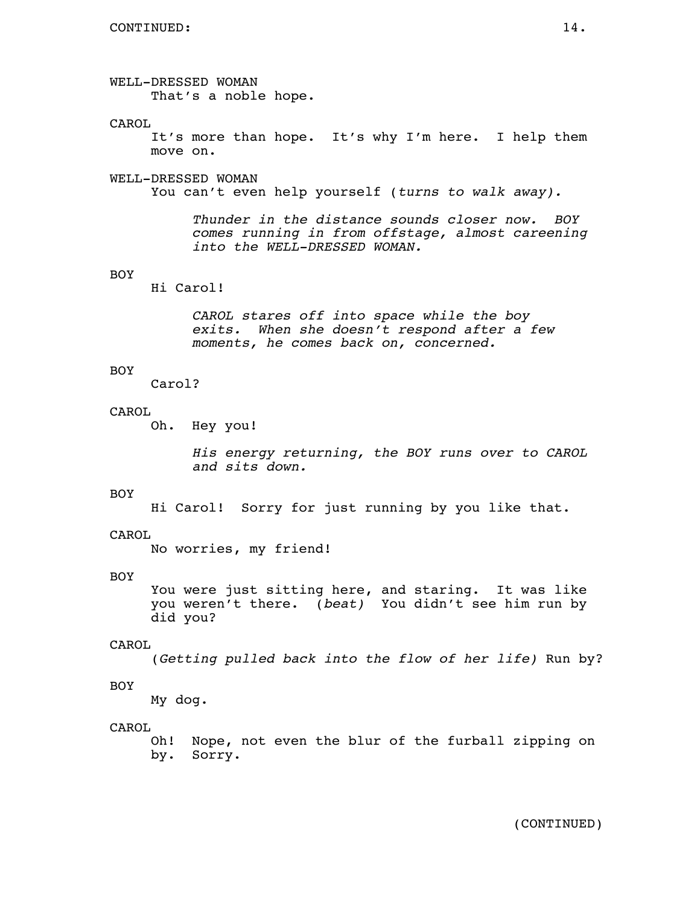WELL-DRESSED WOMAN
That's a noble hope.

CAROL
It's more than hope. It's why I'm here. I help them move on.

WELL-DRESSED WOMAN
You can't even help yourself (*turns to walk away).*

*Thunder in the distance sounds closer now. BOY comes running in from offstage, almost careening into the WELL-DRESSED WOMAN.*

BOY
Hi Carol!

*CAROL stares off into space while the boy exits. When she doesn't respond after a few moments, he comes back on, concerned.*

BOY
Carol?

CAROL
Oh. Hey you!

*His energy returning, the BOY runs over to CAROL and sits down.*

BOY
Hi Carol! Sorry for just running by you like that.

CAROL
No worries, my friend!

BOY
You were just sitting here, and staring. It was like you weren't there. (*beat)* You didn't see him run by did you?

CAROL
(*Getting pulled back into the flow of her life)* Run by?

BOY
My dog.

CAROL
Oh! Nope, not even the blur of the furball zipping on by. Sorry.

(CONTINUED)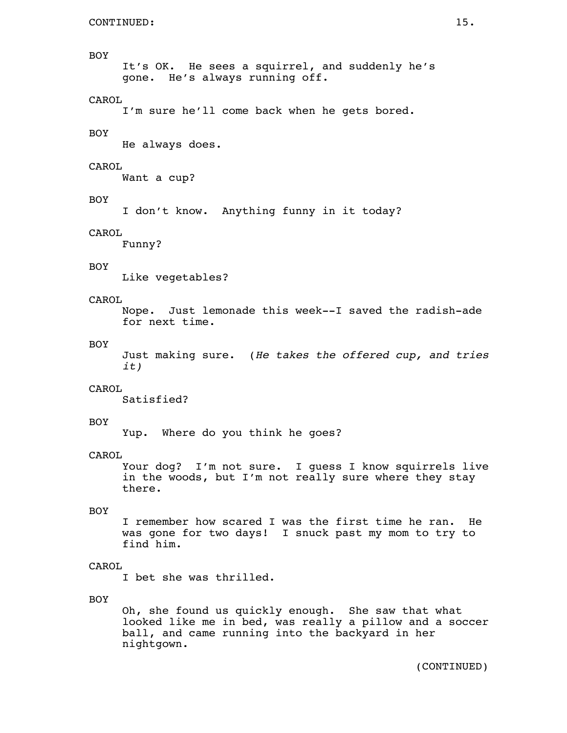CONTINUED:

BOY

It's OK. He sees a squirrel, and suddenly he's gone. He's always running off.

CAROL

I'm sure he'll come back when he gets bored.

BOY

He always does.

CAROL

Want a cup?

BOY

I don't know. Anything funny in it today?

CAROL

Funny?

BOY

Like vegetables?

CAROL

Nope. Just lemonade this week--I saved the radish-ade for next time.

BOY

Just making sure. (*He takes the offered cup, and tries it)*

CAROL

Satisfied?

BOY

Yup. Where do you think he goes?

CAROL

Your dog? I'm not sure. I guess I know squirrels live in the woods, but I'm not really sure where they stay there.

BOY

I remember how scared I was the first time he ran. He was gone for two days! I snuck past my mom to try to find him.

CAROL

I bet she was thrilled.

BOY

Oh, she found us quickly enough. She saw that what looked like me in bed, was really a pillow and a soccer ball, and came running into the backyard in her nightgown.

(CONTINUED)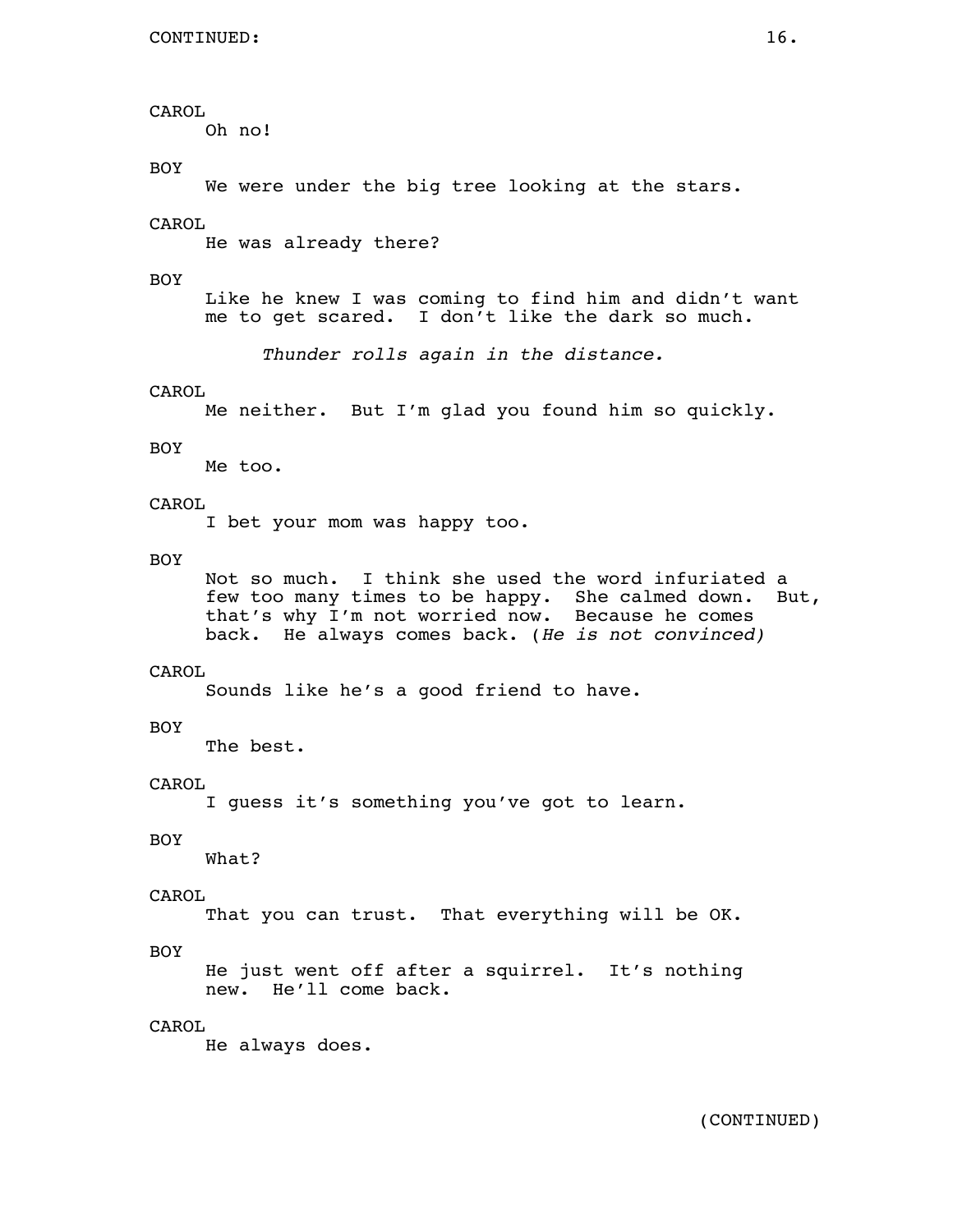CAROL
Oh no!

BOY
We were under the big tree looking at the stars.

CAROL
He was already there?

BOY
Like he knew I was coming to find him and didn't want me to get scared. I don't like the dark so much.

*Thunder rolls again in the distance.*

CAROL
Me neither. But I'm glad you found him so quickly.

BOY
Me too.

CAROL
I bet your mom was happy too.

BOY
Not so much. I think she used the word infuriated a few too many times to be happy. She calmed down. But, that's why I'm not worried now. Because he comes back. He always comes back. (*He is not convinced)*

CAROL
Sounds like he's a good friend to have.

BOY
The best.

CAROL
I guess it's something you've got to learn.

BOY
What?

CAROL
That you can trust. That everything will be OK.

BOY
He just went off after a squirrel. It's nothing new. He'll come back.

CAROL
He always does.

(CONTINUED)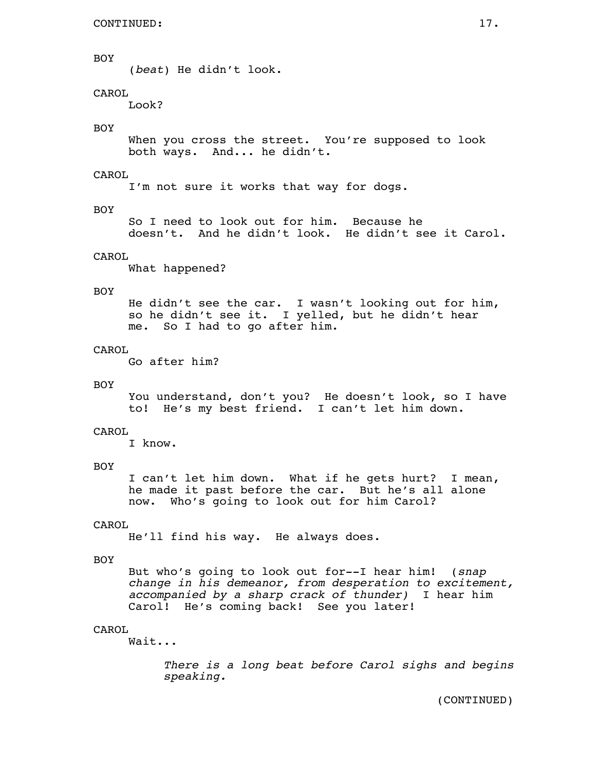CONTINUED:

BOY
(*beat*) He didn't look.

CAROL
Look?

BOY
When you cross the street. You're supposed to look both ways. And... he didn't.

CAROL
I'm not sure it works that way for dogs.

BOY
So I need to look out for him. Because he doesn't. And he didn't look. He didn't see it Carol.

CAROL
What happened?

BOY
He didn't see the car. I wasn't looking out for him, so he didn't see it. I yelled, but he didn't hear me. So I had to go after him.

CAROL
Go after him?

BOY
You understand, don't you? He doesn't look, so I have to! He's my best friend. I can't let him down.

CAROL
I know.

BOY
I can't let him down. What if he gets hurt? I mean, he made it past before the car. But he's all alone now. Who's going to look out for him Carol?

CAROL
He'll find his way. He always does.

BOY
But who's going to look out for--I hear him! (*snap change in his demeanor, from desperation to excitement, accompanied by a sharp crack of thunder)* I hear him Carol! He's coming back! See you later!

CAROL
Wait...

*There is a long beat before Carol sighs and begins speaking.*

(CONTINUED)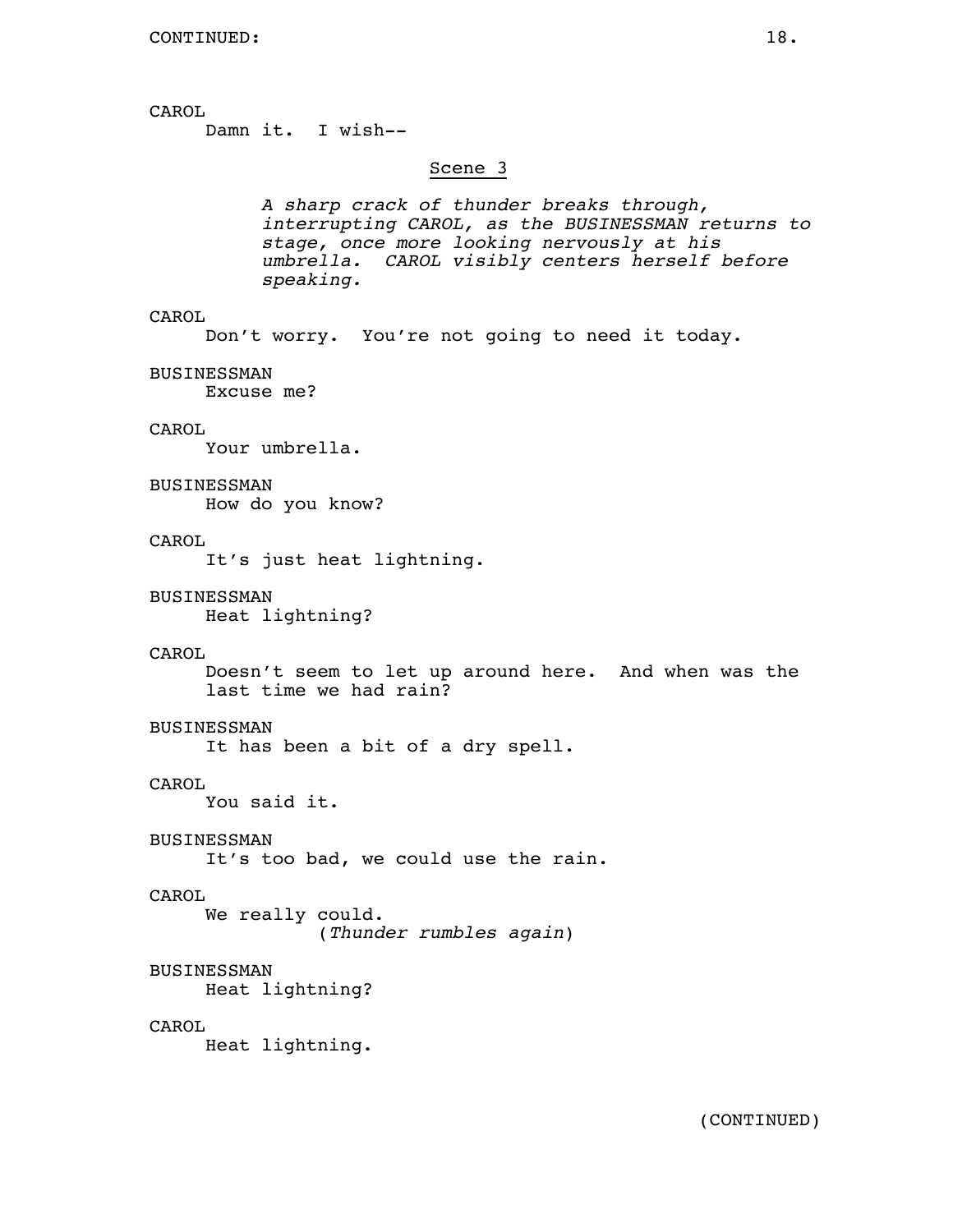CONTINUED:

CAROL
Damn it. I wish--

Scene 3

*A sharp crack of thunder breaks through, interrupting CAROL, as the BUSINESSMAN returns to stage, once more looking nervously at his umbrella. CAROL visibly centers herself before speaking.*

CAROL
Don't worry. You're not going to need it today.

BUSINESSMAN
Excuse me?

CAROL
Your umbrella.

BUSINESSMAN
How do you know?

CAROL
It's just heat lightning.

BUSINESSMAN
Heat lightning?

CAROL
Doesn't seem to let up around here. And when was the last time we had rain?

BUSINESSMAN
It has been a bit of a dry spell.

CAROL
You said it.

BUSINESSMAN
It's too bad, we could use the rain.

CAROL
We really could.
(*Thunder rumbles again*)

BUSINESSMAN
Heat lightning?

CAROL
Heat lightning.

(CONTINUED)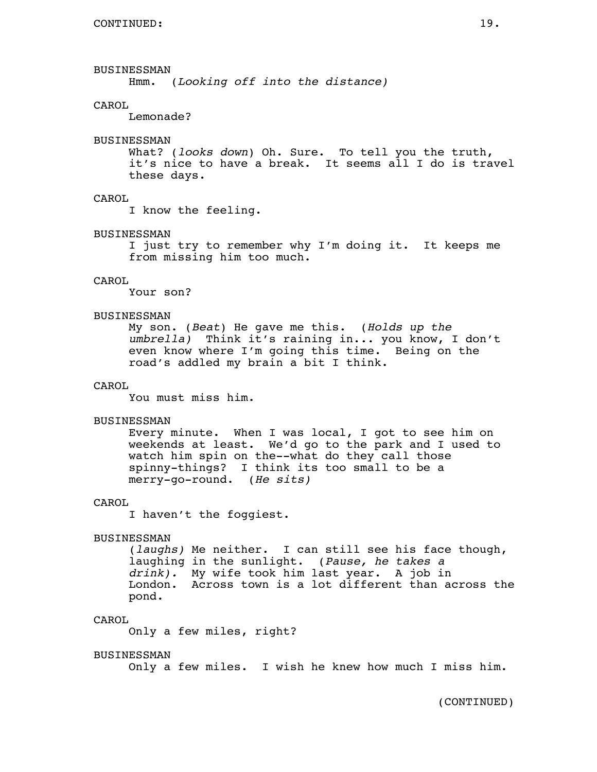CONTINUED:

BUSINESSMAN
Hmm. (*Looking off into the distance)*

CAROL
Lemonade?

BUSINESSMAN
What? (*looks down*) Oh. Sure. To tell you the truth, it's nice to have a break. It seems all I do is travel these days.

CAROL
I know the feeling.

BUSINESSMAN
I just try to remember why I'm doing it. It keeps me from missing him too much.

CAROL
Your son?

BUSINESSMAN
My son. (*Beat*) He gave me this. (*Holds up the umbrella)* Think it's raining in... you know, I don't even know where I'm going this time. Being on the road's addled my brain a bit I think.

CAROL
You must miss him.

BUSINESSMAN
Every minute. When I was local, I got to see him on weekends at least. We'd go to the park and I used to watch him spin on the--what do they call those spinny-things? I think its too small to be a merry-go-round. (*He sits)*

CAROL
I haven't the foggiest.

BUSINESSMAN
(*laughs)* Me neither. I can still see his face though, laughing in the sunlight. (*Pause, he takes a drink).* My wife took him last year. A job in London. Across town is a lot different than across the pond.

CAROL
Only a few miles, right?

BUSINESSMAN
Only a few miles. I wish he knew how much I miss him.

(CONTINUED)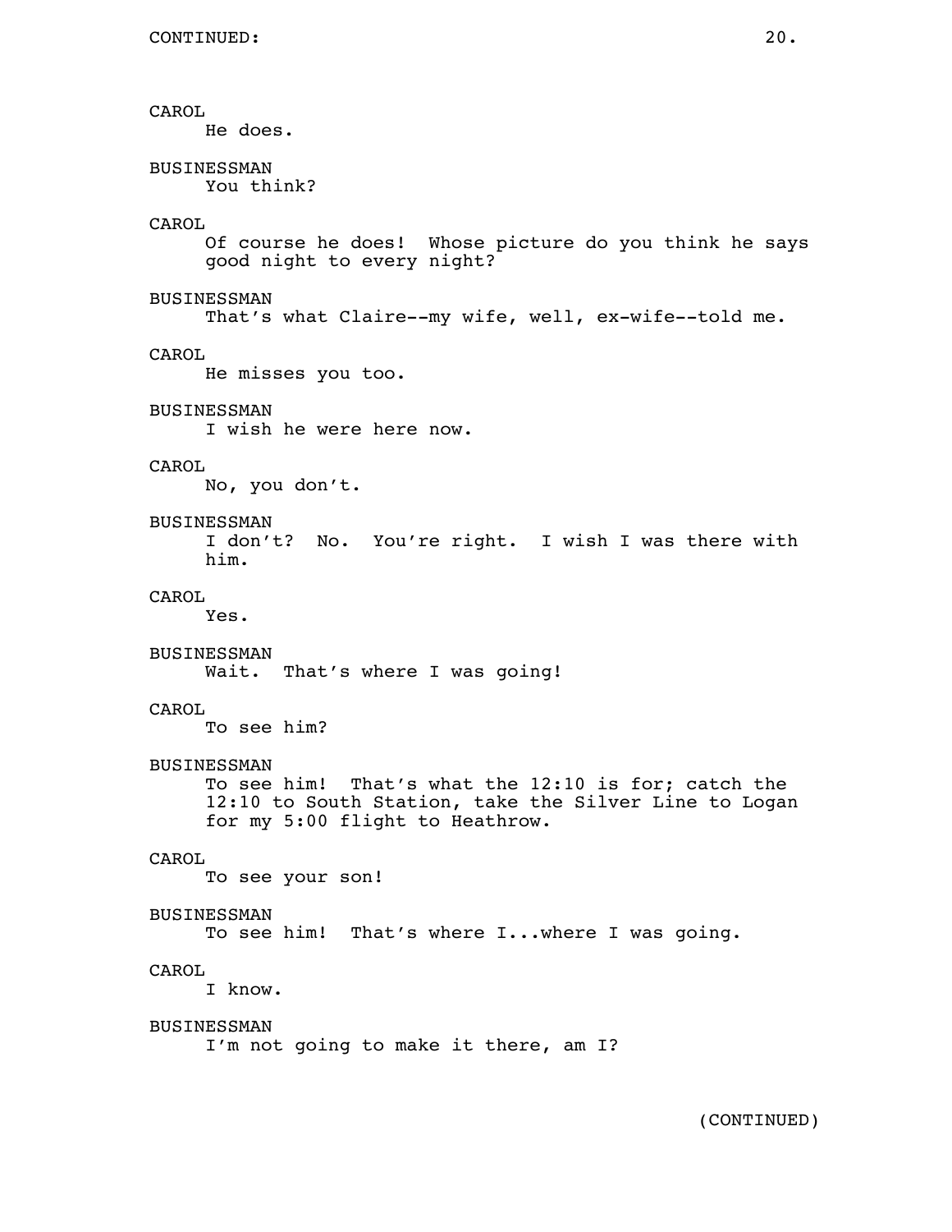CAROL
He does.

BUSINESSMAN
You think?

CAROL
Of course he does! Whose picture do you think he says good night to every night?

BUSINESSMAN
That's what Claire--my wife, well, ex-wife--told me.

CAROL
He misses you too.

BUSINESSMAN
I wish he were here now.

CAROL
No, you don't.

BUSINESSMAN
I don't? No. You're right. I wish I was there with him.

CAROL
Yes.

BUSINESSMAN
Wait. That's where I was going!

CAROL
To see him?

BUSINESSMAN
To see him! That's what the 12:10 is for; catch the 12:10 to South Station, take the Silver Line to Logan for my 5:00 flight to Heathrow.

CAROL
To see your son!

BUSINESSMAN
To see him! That's where I...where I was going.

CAROL
I know.

BUSINESSMAN
I'm not going to make it there, am I?

(CONTINUED)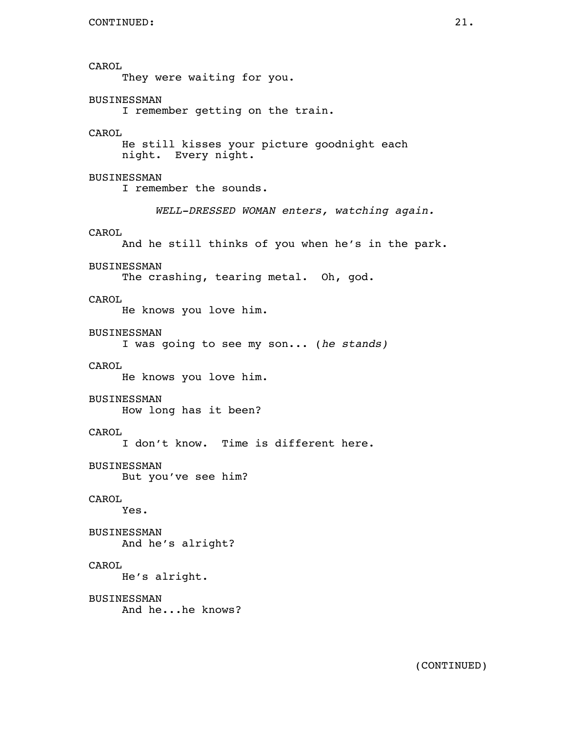CONTINUED:

CAROL
They were waiting for you.

BUSINESSMAN
I remember getting on the train.

CAROL
He still kisses your picture goodnight each night. Every night.

BUSINESSMAN
I remember the sounds.

*WELL-DRESSED WOMAN enters, watching again.*

CAROL
And he still thinks of you when he's in the park.

BUSINESSMAN
The crashing, tearing metal. Oh, god.

CAROL
He knows you love him.

BUSINESSMAN
I was going to see my son... (*he stands)*

CAROL
He knows you love him.

BUSINESSMAN
How long has it been?

CAROL
I don't know. Time is different here.

BUSINESSMAN
But you've see him?

CAROL
Yes.

BUSINESSMAN
And he's alright?

CAROL
He's alright.

BUSINESSMAN
And he...he knows?

(CONTINUED)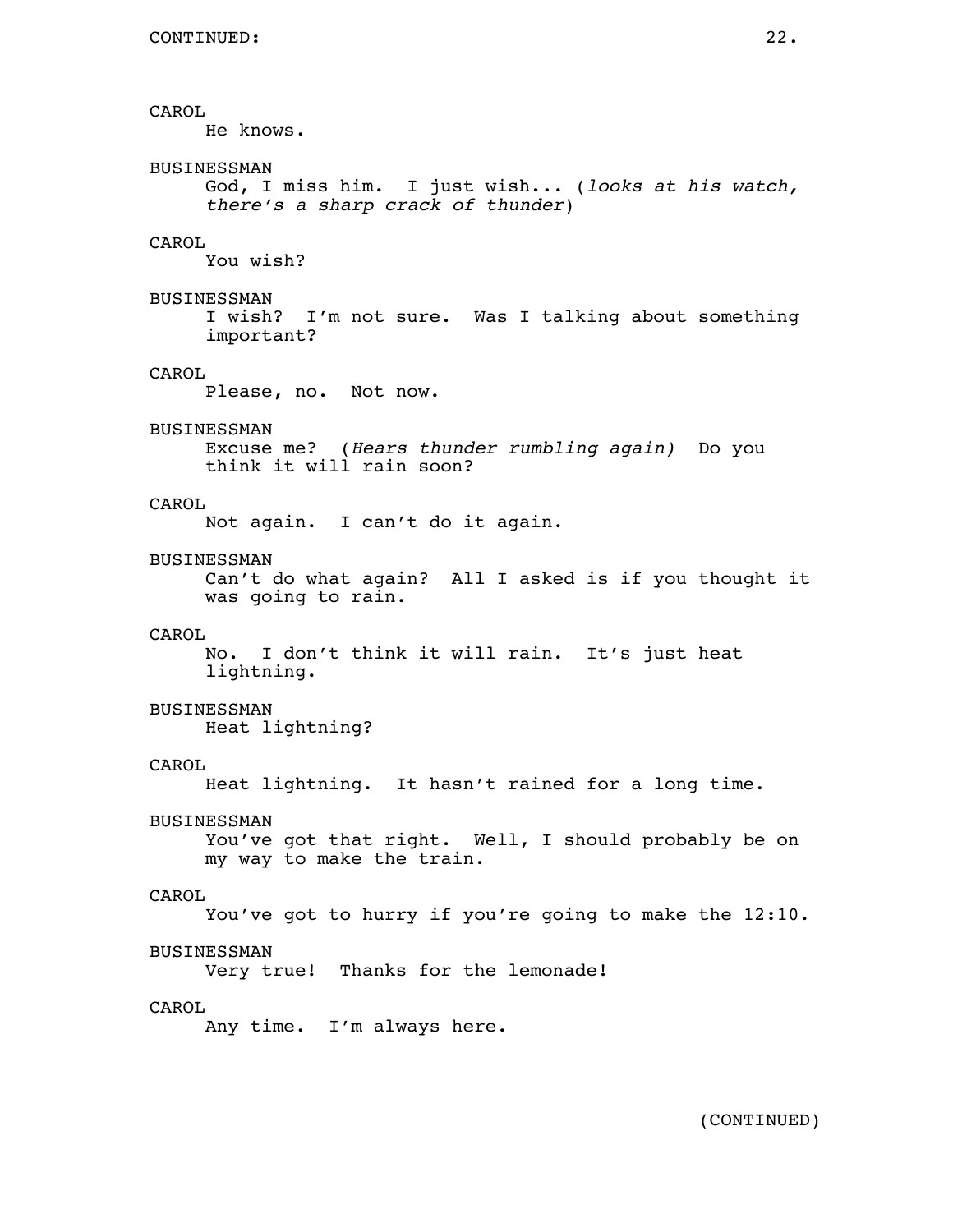CONTINUED:

CAROL
He knows.

BUSINESSMAN
God, I miss him. I just wish... (*looks at his watch, there's a sharp crack of thunder*)

CAROL
You wish?

BUSINESSMAN
I wish? I'm not sure. Was I talking about something important?

CAROL
Please, no. Not now.

BUSINESSMAN
Excuse me? (*Hears thunder rumbling again)* Do you think it will rain soon?

CAROL
Not again. I can't do it again.

BUSINESSMAN
Can't do what again? All I asked is if you thought it was going to rain.

CAROL
No. I don't think it will rain. It's just heat lightning.

BUSINESSMAN
Heat lightning?

CAROL
Heat lightning. It hasn't rained for a long time.

BUSINESSMAN
You've got that right. Well, I should probably be on my way to make the train.

CAROL
You've got to hurry if you're going to make the 12:10.

BUSINESSMAN
Very true! Thanks for the lemonade!

CAROL
Any time. I'm always here.

(CONTINUED)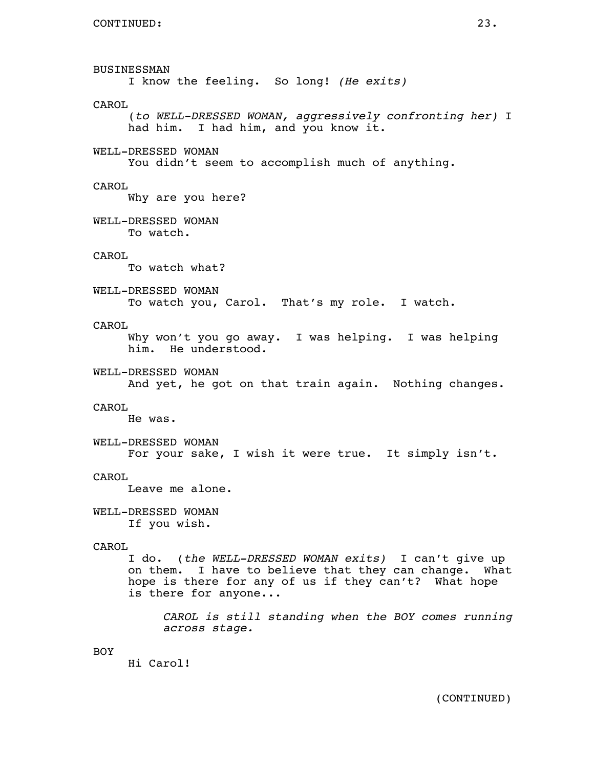BUSINESSMAN
I know the feeling. So long! *(He exits)*

CAROL
*(to WELL-DRESSED WOMAN, aggressively confronting her)* I had him. I had him, and you know it.

WELL-DRESSED WOMAN
You didn't seem to accomplish much of anything.

CAROL
Why are you here?

WELL-DRESSED WOMAN
To watch.

CAROL
To watch what?

WELL-DRESSED WOMAN
To watch you, Carol. That's my role. I watch.

CAROL
Why won't you go away. I was helping. I was helping him. He understood.

WELL-DRESSED WOMAN
And yet, he got on that train again. Nothing changes.

CAROL
He was.

WELL-DRESSED WOMAN
For your sake, I wish it were true. It simply isn't.

CAROL
Leave me alone.

WELL-DRESSED WOMAN
If you wish.

CAROL
I do. (*the WELL-DRESSED WOMAN exits)* I can't give up on them. I have to believe that they can change. What hope is there for any of us if they can't? What hope is there for anyone...

*CAROL is still standing when the BOY comes running across stage.*

BOY
Hi Carol!

(CONTINUED)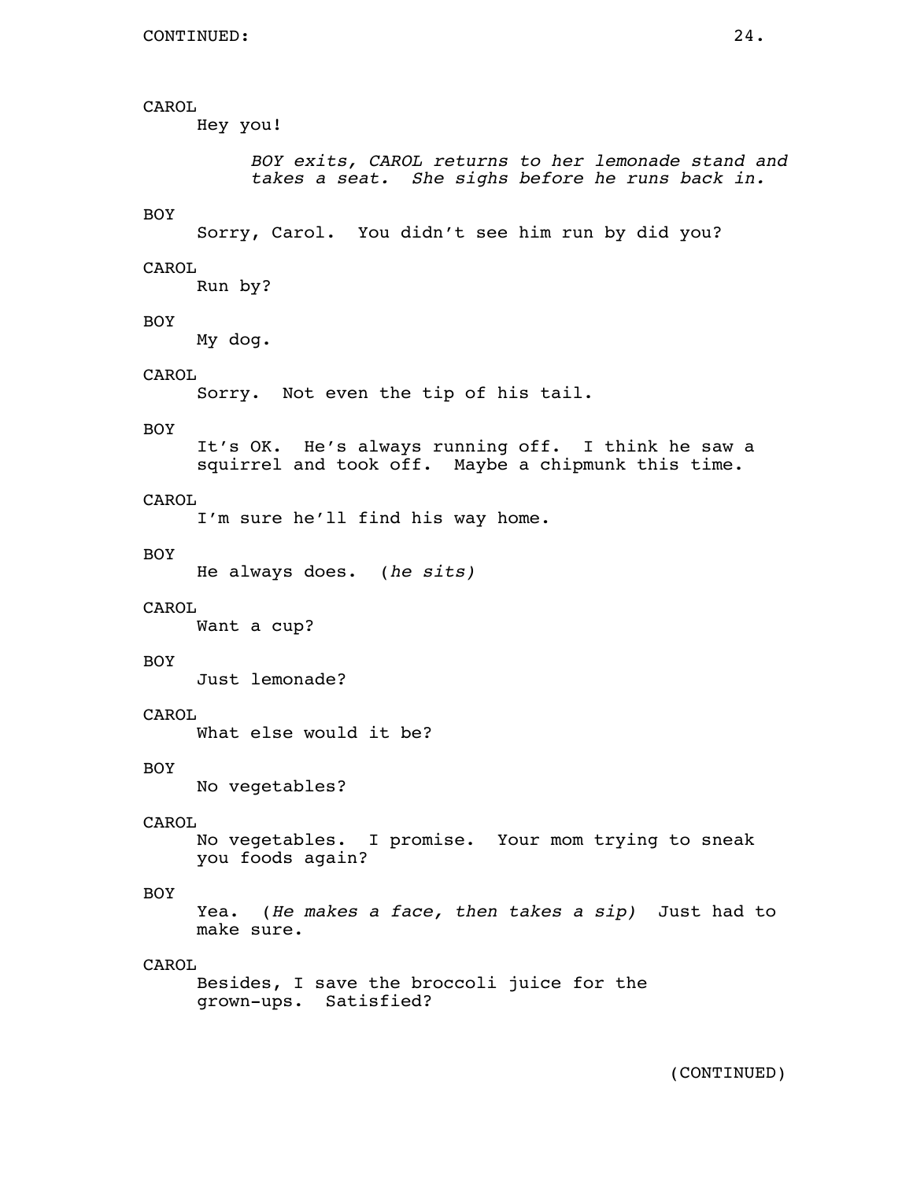CAROL
Hey you!

*BOY exits, CAROL returns to her lemonade stand and takes a seat. She sighs before he runs back in.*

BOY
Sorry, Carol. You didn't see him run by did you?

CAROL
Run by?

BOY
My dog.

CAROL
Sorry. Not even the tip of his tail.

BOY
It's OK. He's always running off. I think he saw a squirrel and took off. Maybe a chipmunk this time.

CAROL
I'm sure he'll find his way home.

BOY
He always does. *(he sits)*

CAROL
Want a cup?

BOY
Just lemonade?

CAROL
What else would it be?

BOY
No vegetables?

CAROL
No vegetables. I promise. Your mom trying to sneak you foods again?

BOY
Yea. *(He makes a face, then takes a sip)* Just had to make sure.

CAROL
Besides, I save the broccoli juice for the grown-ups. Satisfied?

(CONTINUED)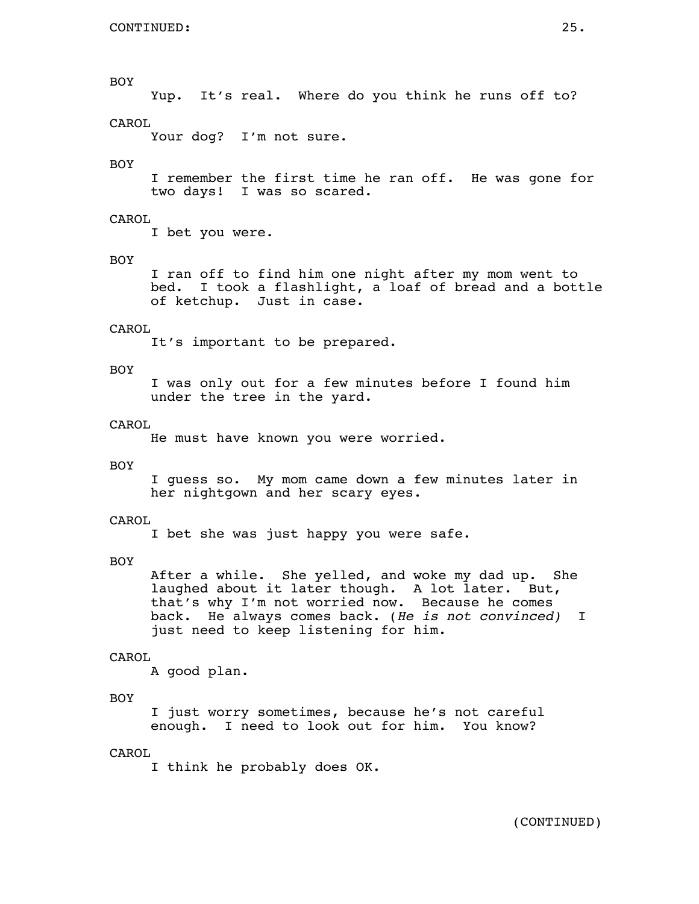BOY

Yup. It's real. Where do you think he runs off to?

CAROL

Your dog? I'm not sure.

BOY

I remember the first time he ran off. He was gone for two days! I was so scared.

CAROL

I bet you were.

BOY

I ran off to find him one night after my mom went to bed. I took a flashlight, a loaf of bread and a bottle of ketchup. Just in case.

CAROL

It's important to be prepared.

BOY

I was only out for a few minutes before I found him under the tree in the yard.

CAROL

He must have known you were worried.

BOY

I guess so. My mom came down a few minutes later in her nightgown and her scary eyes.

CAROL

I bet she was just happy you were safe.

BOY

After a while. She yelled, and woke my dad up. She laughed about it later though. A lot later. But, that's why I'm not worried now. Because he comes back. He always comes back. (*He is not convinced)* I just need to keep listening for him.

CAROL

A good plan.

BOY

I just worry sometimes, because he's not careful enough. I need to look out for him. You know?

CAROL

I think he probably does OK.

(CONTINUED)